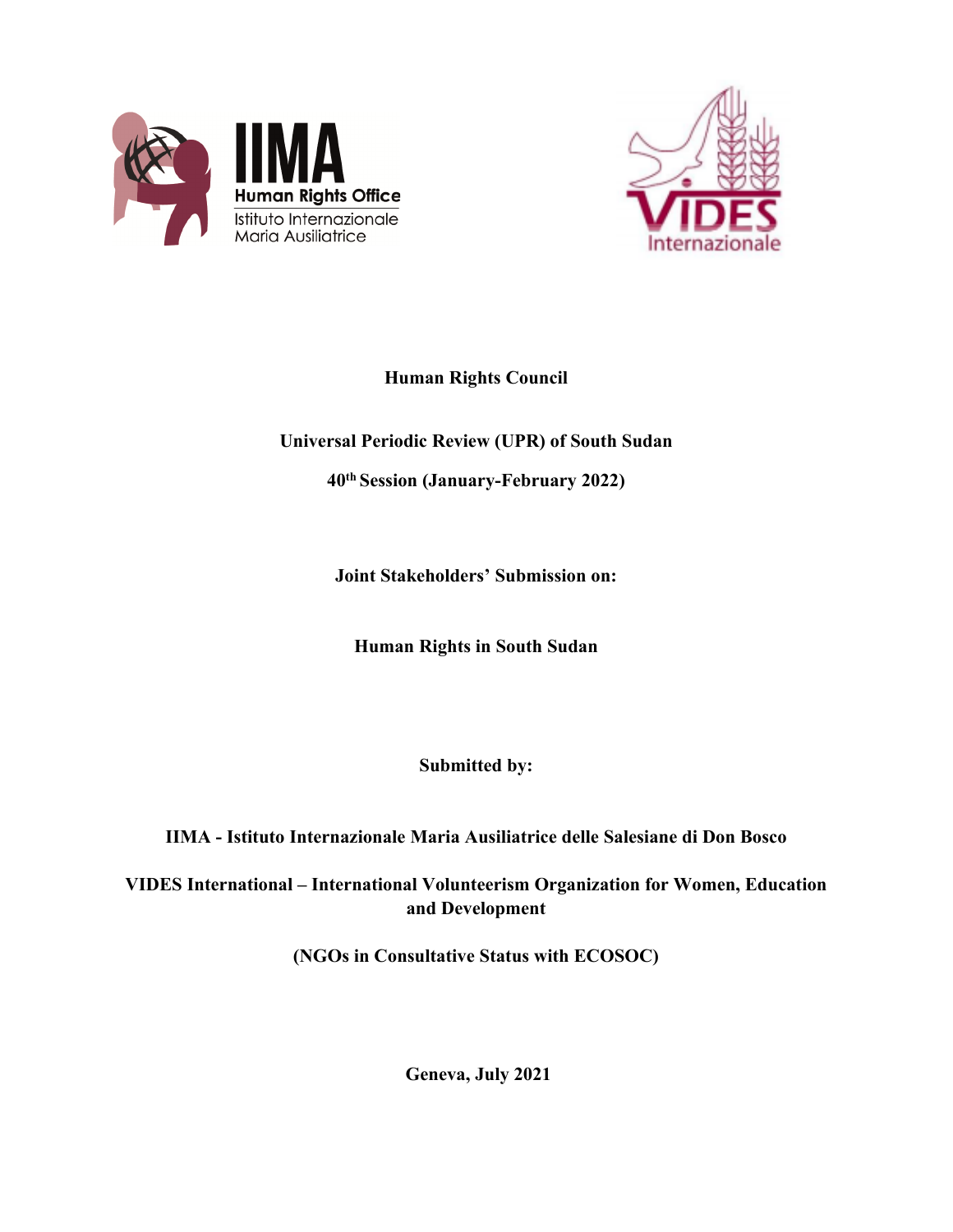**Human Rights Council**

**Universal Periodic Review (UPR) of South Sudan**

**40th Session (January-February 2022)**

**Joint Stakeholders' Submission on:**

**Human Rights in South Sudan**

**Submitted by:**

**IIMA - Istituto Internazionale Maria Ausiliatrice delle Salesiane di Don Bosco**

**VIDES International – International Volunteerism Organization for Women, Education and Development**

**(NGOs in Consultative Status with ECOSOC)**

**Geneva, July 2021**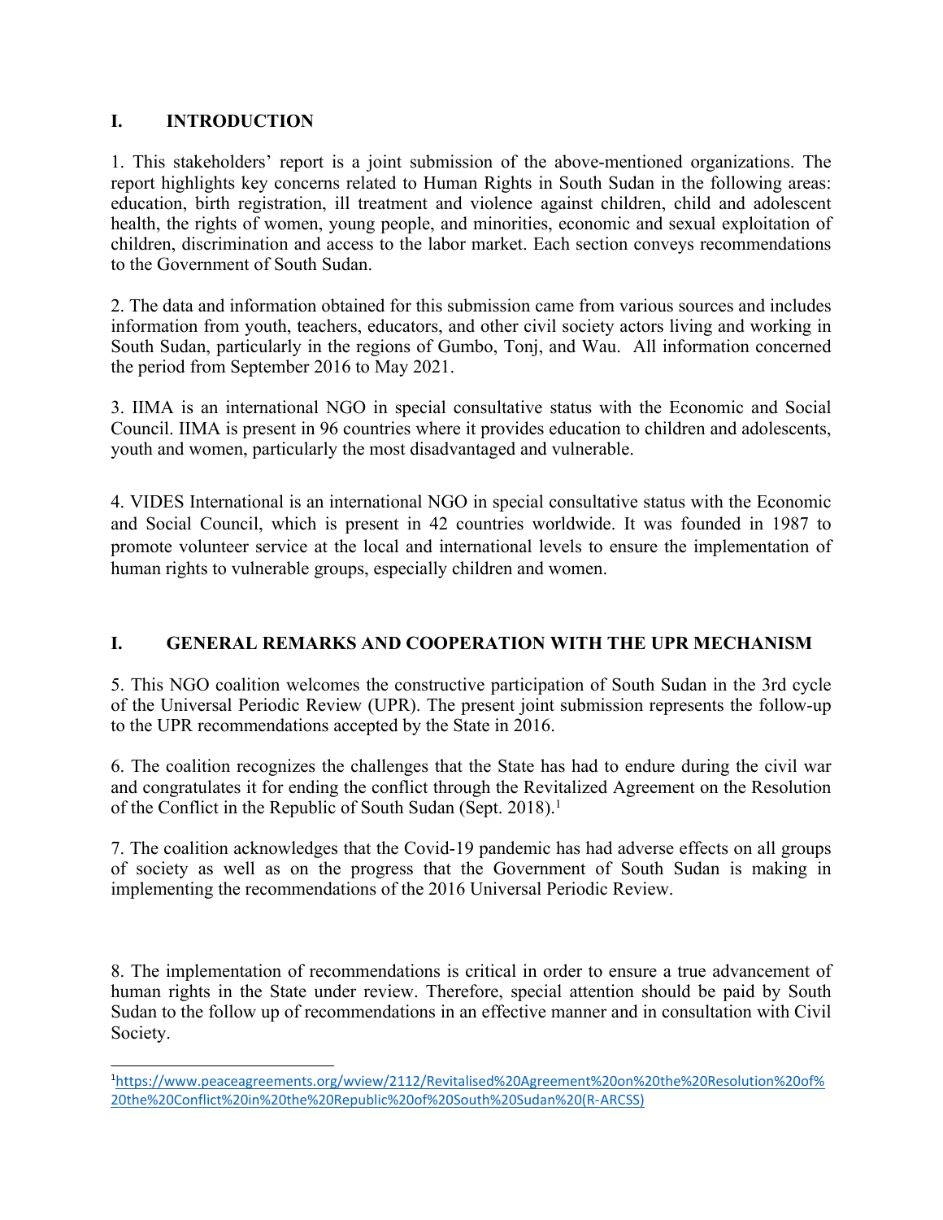## I. INTRODUCTION

1. This stakeholders' report is a joint submission of the above-mentioned organizations. The report highlights key concerns related to Human Rights in South Sudan in the following areas: education, birth registration, ill treatment and violence against children, child and adolescent health, the rights of women, young people, and minorities, economic and sexual exploitation of children, discrimination and access to the labor market. Each section conveys recommendations to the Government of South Sudan.

2. The data and information obtained for this submission came from various sources and includes information from youth, teachers, educators, and other civil society actors living and working in South Sudan, particularly in the regions of Gumbo, Tonj, and Wau. All information concerned the period from September 2016 to May 2021.

3. IIMA is an international NGO in special consultative status with the Economic and Social Council. IIMA is present in 96 countries where it provides education to children and adolescents, youth and women, particularly the most disadvantaged and vulnerable.

4. VIDES International is an international NGO in special consultative status with the Economic and Social Council, which is present in 42 countries worldwide. It was founded in 1987 to promote volunteer service at the local and international levels to ensure the implementation of human rights to vulnerable groups, especially children and women.

## I. GENERAL REMARKS AND COOPERATION WITH THE UPR MECHANISM

5. This NGO coalition welcomes the constructive participation of South Sudan in the 3rd cycle of the Universal Periodic Review (UPR). The present joint submission represents the follow-up to the UPR recommendations accepted by the State in 2016.

6. The coalition recognizes the challenges that the State has had to endure during the civil war and congratulates it for ending the conflict through the Revitalized Agreement on the Resolution of the Conflict in the Republic of South Sudan (Sept. 2018).[1]

7. The coalition acknowledges that the Covid-19 pandemic has had adverse effects on all groups of society as well as on the progress that the Government of South Sudan is making in implementing the recommendations of the 2016 Universal Periodic Review.

8. The implementation of recommendations is critical in order to ensure a true advancement of human rights in the State under review. Therefore, special attention should be paid by South Sudan to the follow up of recommendations in an effective manner and in consultation with Civil Society.

---

[1] https://www.peaceagreements.org/wview/2112/Revitalised%20Agreement%20on%20the%20Resolution%20of%20the%20Conflict%20in%20the%20Republic%20of%20South%20Sudan%20(R-ARCSS)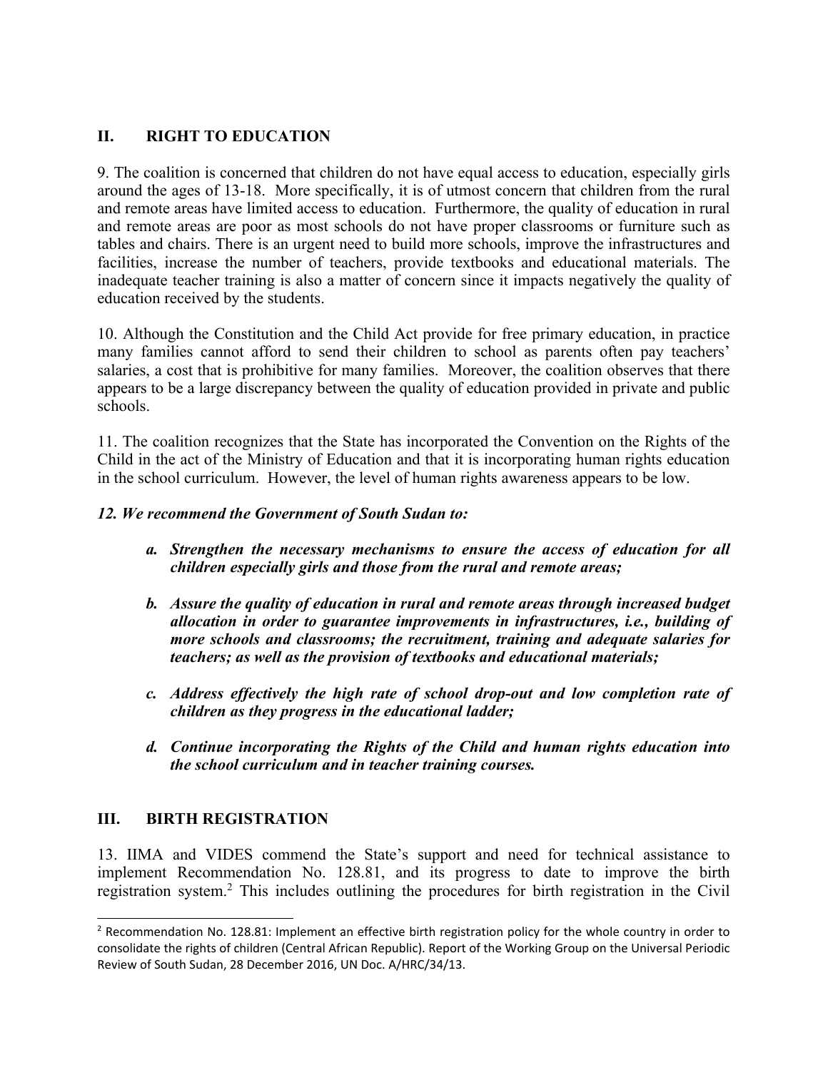## II. RIGHT TO EDUCATION

9. The coalition is concerned that children do not have equal access to education, especially girls around the ages of 13-18. More specifically, it is of utmost concern that children from the rural and remote areas have limited access to education. Furthermore, the quality of education in rural and remote areas are poor as most schools do not have proper classrooms or furniture such as tables and chairs. There is an urgent need to build more schools, improve the infrastructures and facilities, increase the number of teachers, provide textbooks and educational materials. The inadequate teacher training is also a matter of concern since it impacts negatively the quality of education received by the students.

10. Although the Constitution and the Child Act provide for free primary education, in practice many families cannot afford to send their children to school as parents often pay teachers' salaries, a cost that is prohibitive for many families. Moreover, the coalition observes that there appears to be a large discrepancy between the quality of education provided in private and public schools.

11. The coalition recognizes that the State has incorporated the Convention on the Rights of the Child in the act of the Ministry of Education and that it is incorporating human rights education in the school curriculum. However, the level of human rights awareness appears to be low.

***12. We recommend the Government of South Sudan to:***

> ***a. Strengthen the necessary mechanisms to ensure the access of education for all children especially girls and those from the rural and remote areas;***
>
> ***b. Assure the quality of education in rural and remote areas through increased budget allocation in order to guarantee improvements in infrastructures, i.e., building of more schools and classrooms; the recruitment, training and adequate salaries for teachers; as well as the provision of textbooks and educational materials;***
>
> ***c. Address effectively the high rate of school drop-out and low completion rate of children as they progress in the educational ladder;***
>
> ***d. Continue incorporating the Rights of the Child and human rights education into the school curriculum and in teacher training courses.***

## III. BIRTH REGISTRATION

13. IIMA and VIDES commend the State's support and need for technical assistance to implement Recommendation No. 128.81, and its progress to date to improve the birth registration system.[2] This includes outlining the procedures for birth registration in the Civil

---

[2] Recommendation No. 128.81: Implement an effective birth registration policy for the whole country in order to consolidate the rights of children (Central African Republic). Report of the Working Group on the Universal Periodic Review of South Sudan, 28 December 2016, UN Doc. A/HRC/34/13.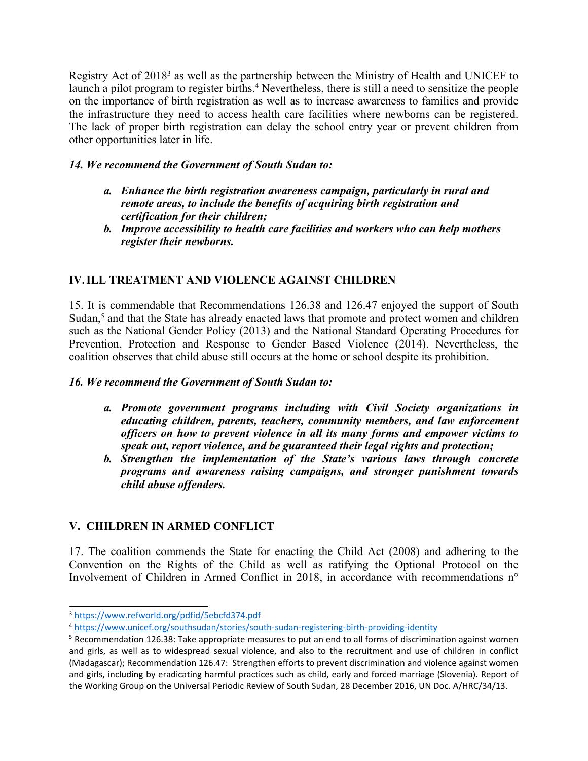Registry Act of 2018[3] as well as the partnership between the Ministry of Health and UNICEF to launch a pilot program to register births.[4] Nevertheless, there is still a need to sensitize the people on the importance of birth registration as well as to increase awareness to families and provide the infrastructure they need to access health care facilities where newborns can be registered. The lack of proper birth registration can delay the school entry year or prevent children from other opportunities later in life.

***14. We recommend the Government of South Sudan to:***

- ***a. Enhance the birth registration awareness campaign, particularly in rural and remote areas, to include the benefits of acquiring birth registration and certification for their children;***
- ***b. Improve accessibility to health care facilities and workers who can help mothers register their newborns.***

## IV. ILL TREATMENT AND VIOLENCE AGAINST CHILDREN

15. It is commendable that Recommendations 126.38 and 126.47 enjoyed the support of South Sudan,[5] and that the State has already enacted laws that promote and protect women and children such as the National Gender Policy (2013) and the National Standard Operating Procedures for Prevention, Protection and Response to Gender Based Violence (2014). Nevertheless, the coalition observes that child abuse still occurs at the home or school despite its prohibition.

***16. We recommend the Government of South Sudan to:***

- ***a. Promote government programs including with Civil Society organizations in educating children, parents, teachers, community members, and law enforcement officers on how to prevent violence in all its many forms and empower victims to speak out, report violence, and be guaranteed their legal rights and protection;***
- ***b. Strengthen the implementation of the State's various laws through concrete programs and awareness raising campaigns, and stronger punishment towards child abuse offenders.***

## V. CHILDREN IN ARMED CONFLICT

17. The coalition commends the State for enacting the Child Act (2008) and adhering to the Convention on the Rights of the Child as well as ratifying the Optional Protocol on the Involvement of Children in Armed Conflict in 2018, in accordance with recommendations n°

---

[3] https://www.refworld.org/pdfid/5ebcfd374.pdf

[4] https://www.unicef.org/southsudan/stories/south-sudan-registering-birth-providing-identity

[5] Recommendation 126.38: Take appropriate measures to put an end to all forms of discrimination against women and girls, as well as to widespread sexual violence, and also to the recruitment and use of children in conflict (Madagascar); Recommendation 126.47: Strengthen efforts to prevent discrimination and violence against women and girls, including by eradicating harmful practices such as child, early and forced marriage (Slovenia). Report of the Working Group on the Universal Periodic Review of South Sudan, 28 December 2016, UN Doc. A/HRC/34/13.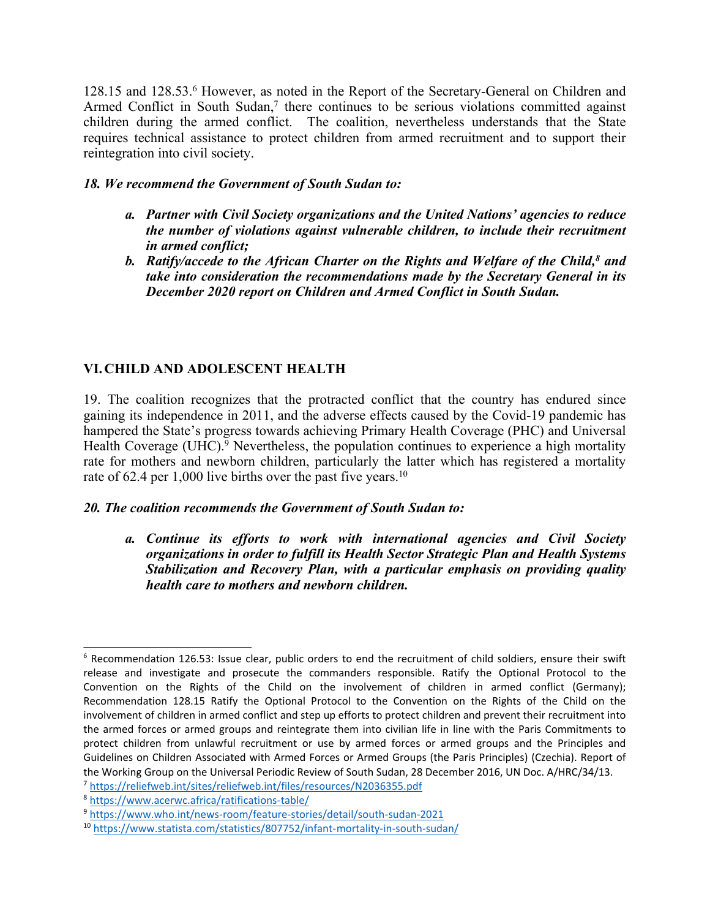128.15 and 128.53.[6] However, as noted in the Report of the Secretary-General on Children and Armed Conflict in South Sudan,[7] there continues to be serious violations committed against children during the armed conflict. The coalition, nevertheless understands that the State requires technical assistance to protect children from armed recruitment and to support their reintegration into civil society.

***18. We recommend the Government of South Sudan to:***

- ***a. Partner with Civil Society organizations and the United Nations' agencies to reduce the number of violations against vulnerable children, to include their recruitment in armed conflict;***
- ***b. Ratify/accede to the African Charter on the Rights and Welfare of the Child,[8] and take into consideration the recommendations made by the Secretary General in its December 2020 report on Children and Armed Conflict in South Sudan.***

## VI. CHILD AND ADOLESCENT HEALTH

19. The coalition recognizes that the protracted conflict that the country has endured since gaining its independence in 2011, and the adverse effects caused by the Covid-19 pandemic has hampered the State's progress towards achieving Primary Health Coverage (PHC) and Universal Health Coverage (UHC).[9] Nevertheless, the population continues to experience a high mortality rate for mothers and newborn children, particularly the latter which has registered a mortality rate of 62.4 per 1,000 live births over the past five years.[10]

***20. The coalition recommends the Government of South Sudan to:***

- ***a. Continue its efforts to work with international agencies and Civil Society organizations in order to fulfill its Health Sector Strategic Plan and Health Systems Stabilization and Recovery Plan, with a particular emphasis on providing quality health care to mothers and newborn children.***

---

[6] Recommendation 126.53: Issue clear, public orders to end the recruitment of child soldiers, ensure their swift release and investigate and prosecute the commanders responsible. Ratify the Optional Protocol to the Convention on the Rights of the Child on the involvement of children in armed conflict (Germany); Recommendation 128.15 Ratify the Optional Protocol to the Convention on the Rights of the Child on the involvement of children in armed conflict and step up efforts to protect children and prevent their recruitment into the armed forces or armed groups and reintegrate them into civilian life in line with the Paris Commitments to protect children from unlawful recruitment or use by armed forces or armed groups and the Principles and Guidelines on Children Associated with Armed Forces or Armed Groups (the Paris Principles) (Czechia). Report of the Working Group on the Universal Periodic Review of South Sudan, 28 December 2016, UN Doc. A/HRC/34/13.

[7] https://reliefweb.int/sites/reliefweb.int/files/resources/N2036355.pdf

[8] https://www.acerwc.africa/ratifications-table/

[9] https://www.who.int/news-room/feature-stories/detail/south-sudan-2021

[10] https://www.statista.com/statistics/807752/infant-mortality-in-south-sudan/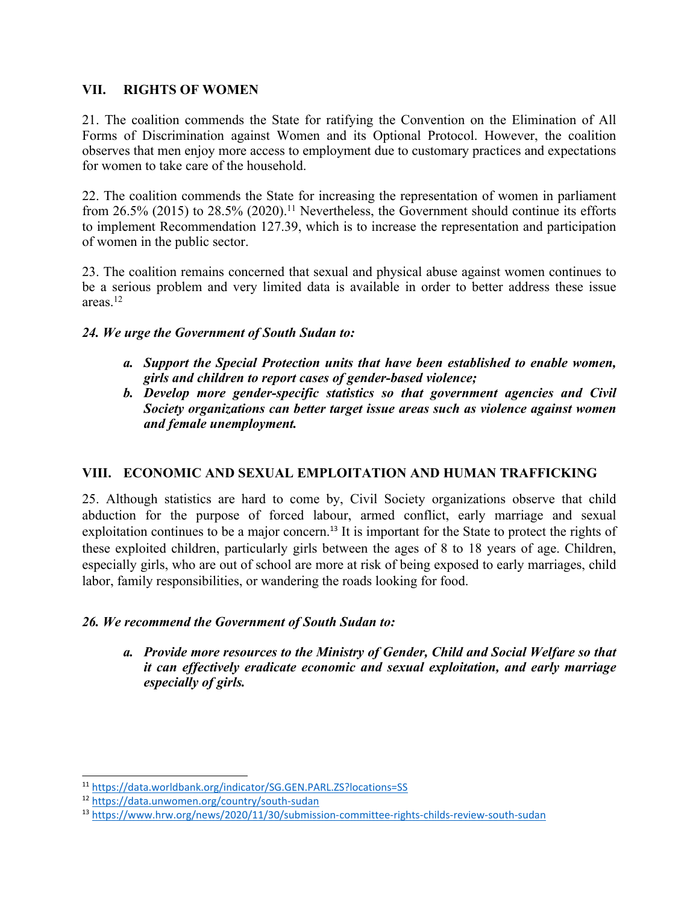## VII. RIGHTS OF WOMEN

21. The coalition commends the State for ratifying the Convention on the Elimination of All Forms of Discrimination against Women and its Optional Protocol. However, the coalition observes that men enjoy more access to employment due to customary practices and expectations for women to take care of the household.

22. The coalition commends the State for increasing the representation of women in parliament from 26.5% (2015) to 28.5% (2020).[11] Nevertheless, the Government should continue its efforts to implement Recommendation 127.39, which is to increase the representation and participation of women in the public sector.

23. The coalition remains concerned that sexual and physical abuse against women continues to be a serious problem and very limited data is available in order to better address these issue areas.[12]

***24. We urge the Government of South Sudan to:***

- ***a. Support the Special Protection units that have been established to enable women, girls and children to report cases of gender-based violence;***
- ***b. Develop more gender-specific statistics so that government agencies and Civil Society organizations can better target issue areas such as violence against women and female unemployment.***

## VIII. ECONOMIC AND SEXUAL EMPLOITATION AND HUMAN TRAFFICKING

25. Although statistics are hard to come by, Civil Society organizations observe that child abduction for the purpose of forced labour, armed conflict, early marriage and sexual exploitation continues to be a major concern.[13] It is important for the State to protect the rights of these exploited children, particularly girls between the ages of 8 to 18 years of age. Children, especially girls, who are out of school are more at risk of being exposed to early marriages, child labor, family responsibilities, or wandering the roads looking for food.

***26. We recommend the Government of South Sudan to:***

- ***a. Provide more resources to the Ministry of Gender, Child and Social Welfare so that it can effectively eradicate economic and sexual exploitation, and early marriage especially of girls.***

---

[11] https://data.worldbank.org/indicator/SG.GEN.PARL.ZS?locations=SS

[12] https://data.unwomen.org/country/south-sudan

[13] https://www.hrw.org/news/2020/11/30/submission-committee-rights-childs-review-south-sudan